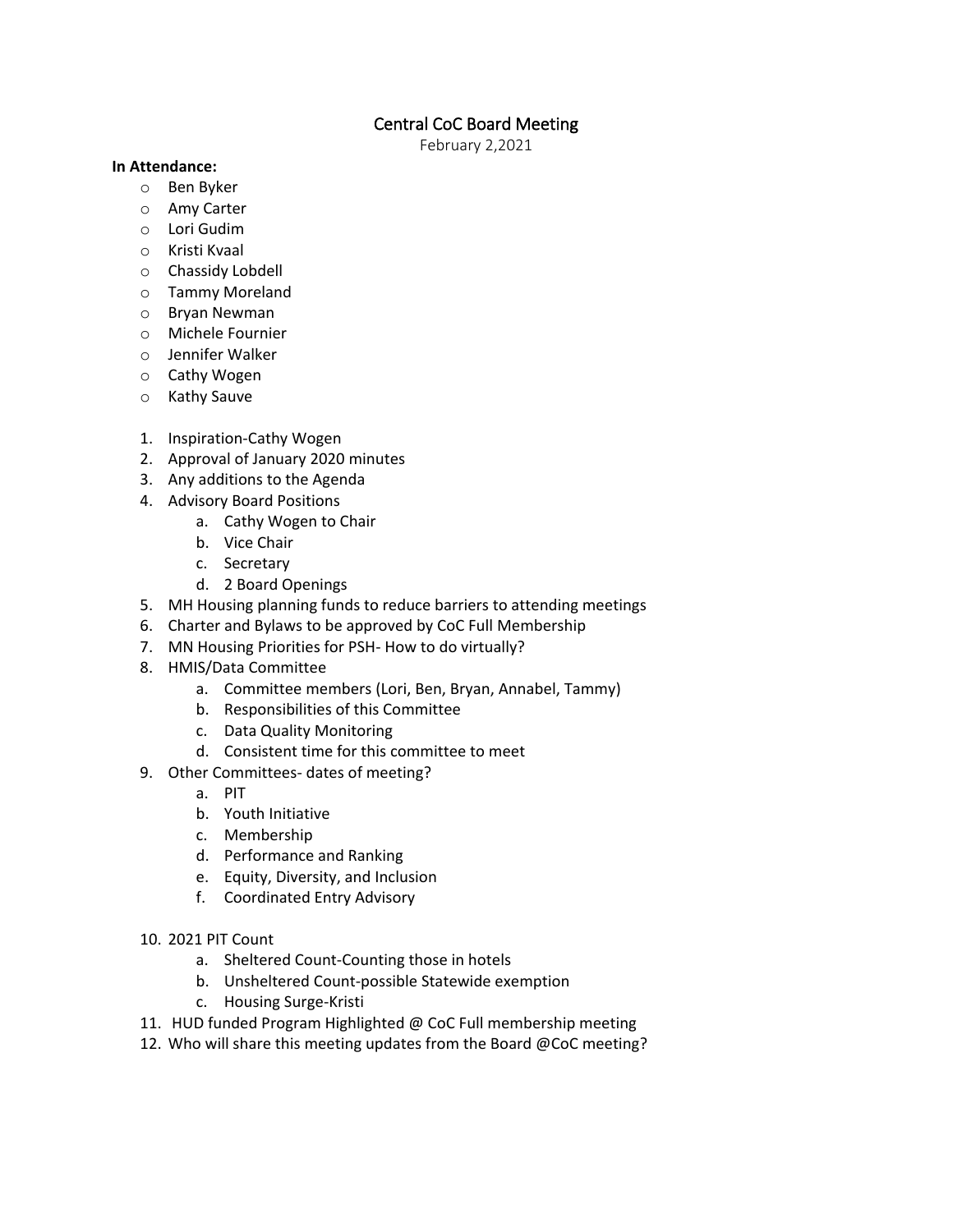# Central CoC Board Meeting

February 2,2021

**In Attendance:**

- Ben Byker
- Amy Carter
- Lori Gudim
- Kristi Kvaal
- Chassidy Lobdell
- Tammy Moreland
- Bryan Newman
- Michele Fournier
- Jennifer Walker
- Cathy Wogen
- Kathy Sauve

1. Inspiration-Cathy Wogen
2. Approval of January 2020 minutes
3. Any additions to the Agenda
4. Advisory Board Positions
   a. Cathy Wogen to Chair
   b. Vice Chair
   c. Secretary
   d. 2 Board Openings
5. MH Housing planning funds to reduce barriers to attending meetings
6. Charter and Bylaws to be approved by CoC Full Membership
7. MN Housing Priorities for PSH- How to do virtually?
8. HMIS/Data Committee
   a. Committee members (Lori, Ben, Bryan, Annabel, Tammy)
   b. Responsibilities of this Committee
   c. Data Quality Monitoring
   d. Consistent time for this committee to meet
9. Other Committees- dates of meeting?
   a. PIT
   b. Youth Initiative
   c. Membership
   d. Performance and Ranking
   e. Equity, Diversity, and Inclusion
   f. Coordinated Entry Advisory
10. 2021 PIT Count
    a. Sheltered Count-Counting those in hotels
    b. Unsheltered Count-possible Statewide exemption
    c. Housing Surge-Kristi
11. HUD funded Program Highlighted @ CoC Full membership meeting
12. Who will share this meeting updates from the Board @CoC meeting?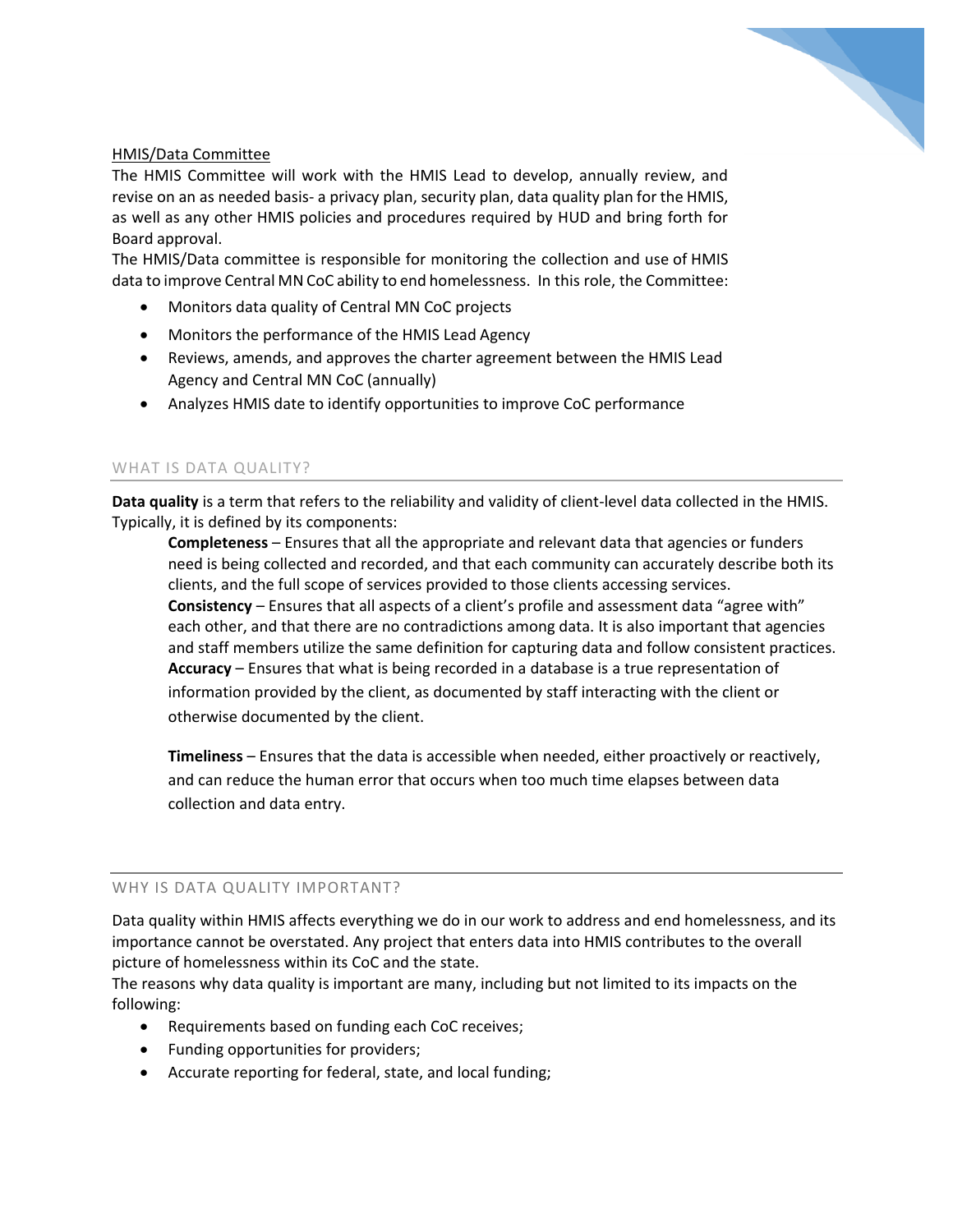HMIS/Data Committee

The HMIS Committee will work with the HMIS Lead to develop, annually review, and revise on an as needed basis- a privacy plan, security plan, data quality plan for the HMIS, as well as any other HMIS policies and procedures required by HUD and bring forth for Board approval.

The HMIS/Data committee is responsible for monitoring the collection and use of HMIS data to improve Central MN CoC ability to end homelessness. In this role, the Committee:

- Monitors data quality of Central MN CoC projects
- Monitors the performance of the HMIS Lead Agency
- Reviews, amends, and approves the charter agreement between the HMIS Lead Agency and Central MN CoC (annually)
- Analyzes HMIS date to identify opportunities to improve CoC performance

## WHAT IS DATA QUALITY?

**Data quality** is a term that refers to the reliability and validity of client-level data collected in the HMIS. Typically, it is defined by its components:

**Completeness** – Ensures that all the appropriate and relevant data that agencies or funders need is being collected and recorded, and that each community can accurately describe both its clients, and the full scope of services provided to those clients accessing services.

**Consistency** – Ensures that all aspects of a client's profile and assessment data "agree with" each other, and that there are no contradictions among data. It is also important that agencies and staff members utilize the same definition for capturing data and follow consistent practices.

**Accuracy** – Ensures that what is being recorded in a database is a true representation of information provided by the client, as documented by staff interacting with the client or otherwise documented by the client.

**Timeliness** – Ensures that the data is accessible when needed, either proactively or reactively, and can reduce the human error that occurs when too much time elapses between data collection and data entry.

## WHY IS DATA QUALITY IMPORTANT?

Data quality within HMIS affects everything we do in our work to address and end homelessness, and its importance cannot be overstated. Any project that enters data into HMIS contributes to the overall picture of homelessness within its CoC and the state.

The reasons why data quality is important are many, including but not limited to its impacts on the following:

- Requirements based on funding each CoC receives;
- Funding opportunities for providers;
- Accurate reporting for federal, state, and local funding;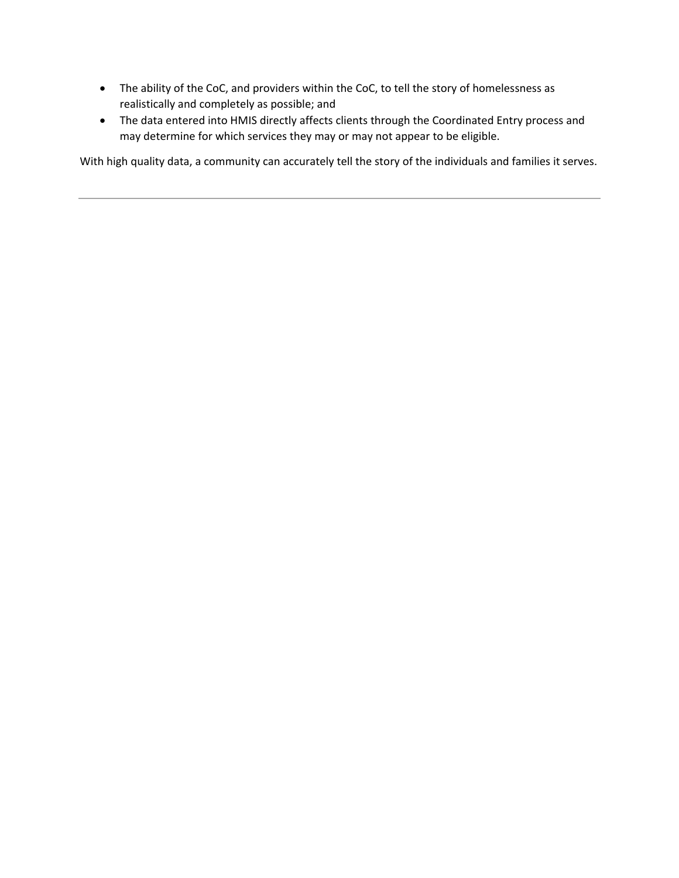- The ability of the CoC, and providers within the CoC, to tell the story of homelessness as realistically and completely as possible; and
- The data entered into HMIS directly affects clients through the Coordinated Entry process and may determine for which services they may or may not appear to be eligible.

With high quality data, a community can accurately tell the story of the individuals and families it serves.

---